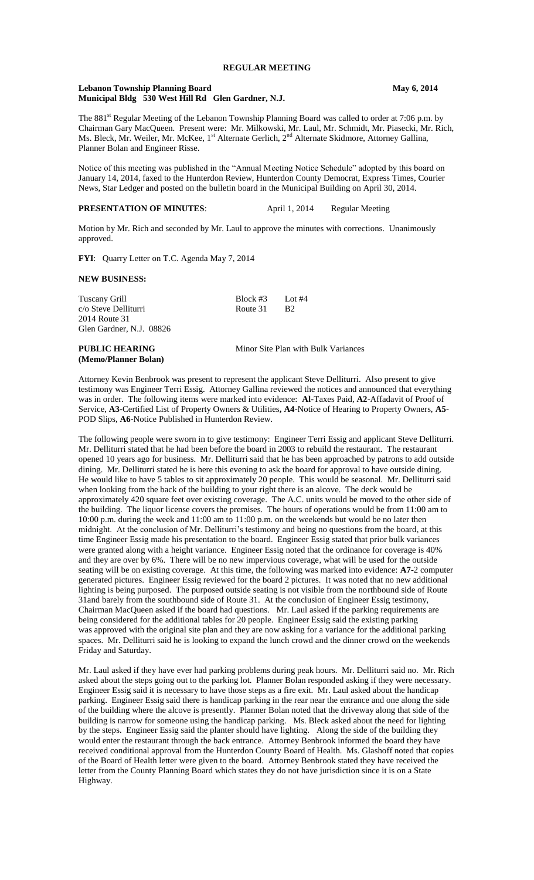# REGULAR MEETING

**Lebanon Township Planning Board** **May 6, 2014**
**Municipal Bldg 530 West Hill Rd Glen Gardner, N.J.**

The 881st Regular Meeting of the Lebanon Township Planning Board was called to order at 7:06 p.m. by Chairman Gary MacQueen. Present were: Mr. Milkowski, Mr. Laul, Mr. Schmidt, Mr. Piasecki, Mr. Rich, Ms. Bleck, Mr. Weiler, Mr. McKee, 1st Alternate Gerlich, 2nd Alternate Skidmore, Attorney Gallina, Planner Bolan and Engineer Risse.

Notice of this meeting was published in the "Annual Meeting Notice Schedule" adopted by this board on January 14, 2014, faxed to the Hunterdon Review, Hunterdon County Democrat, Express Times, Courier News, Star Ledger and posted on the bulletin board in the Municipal Building on April 30, 2014.

**PRESENTATION OF MINUTES**: April 1, 2014 Regular Meeting

Motion by Mr. Rich and seconded by Mr. Laul to approve the minutes with corrections. Unanimously approved.

**FYI**: Quarry Letter on T.C. Agenda May 7, 2014

**NEW BUSINESS:**

| | | |
|---|---|---|
| Tuscany Grill | Block #3 | Lot #4 |
| c/o Steve Delliturri | Route 31 | B2 |
| 2014 Route 31 | | |
| Glen Gardner, N.J. 08826 | | |

**PUBLIC HEARING** Minor Site Plan with Bulk Variances
**(Memo/Planner Bolan)**

Attorney Kevin Benbrook was present to represent the applicant Steve Delliturri. Also present to give testimony was Engineer Terri Essig. Attorney Gallina reviewed the notices and announced that everything was in order. The following items were marked into evidence: **Al**-Taxes Paid, **A2**-Affadavit of Proof of Service, **A3**-Certified List of Property Owners & Utilities**, A4**-Notice of Hearing to Property Owners, **A5**-POD Slips, **A6**-Notice Published in Hunterdon Review.

The following people were sworn in to give testimony: Engineer Terri Essig and applicant Steve Delliturri. Mr. Delliturri stated that he had been before the board in 2003 to rebuild the restaurant. The restaurant opened 10 years ago for business. Mr. Delliturri said that he has been approached by patrons to add outside dining. Mr. Delliturri stated he is here this evening to ask the board for approval to have outside dining. He would like to have 5 tables to sit approximately 20 people. This would be seasonal. Mr. Delliturri said when looking from the back of the building to your right there is an alcove. The deck would be approximately 420 square feet over existing coverage. The A.C. units would be moved to the other side of the building. The liquor license covers the premises. The hours of operations would be from 11:00 am to 10:00 p.m. during the week and 11:00 am to 11:00 p.m. on the weekends but would be no later then midnight. At the conclusion of Mr. Delliturri's testimony and being no questions from the board, at this time Engineer Essig made his presentation to the board. Engineer Essig stated that prior bulk variances were granted along with a height variance. Engineer Essig noted that the ordinance for coverage is 40% and they are over by 6%. There will be no new impervious coverage, what will be used for the outside seating will be on existing coverage. At this time, the following was marked into evidence: **A7**-2 computer generated pictures. Engineer Essig reviewed for the board 2 pictures. It was noted that no new additional lighting is being purposed. The purposed outside seating is not visible from the northbound side of Route 31and barely from the southbound side of Route 31. At the conclusion of Engineer Essig testimony, Chairman MacQueen asked if the board had questions. Mr. Laul asked if the parking requirements are being considered for the additional tables for 20 people. Engineer Essig said the existing parking was approved with the original site plan and they are now asking for a variance for the additional parking spaces. Mr. Delliturri said he is looking to expand the lunch crowd and the dinner crowd on the weekends Friday and Saturday.

Mr. Laul asked if they have ever had parking problems during peak hours. Mr. Delliturri said no. Mr. Rich asked about the steps going out to the parking lot. Planner Bolan responded asking if they were necessary. Engineer Essig said it is necessary to have those steps as a fire exit. Mr. Laul asked about the handicap parking. Engineer Essig said there is handicap parking in the rear near the entrance and one along the side of the building where the alcove is presently. Planner Bolan noted that the driveway along that side of the building is narrow for someone using the handicap parking. Ms. Bleck asked about the need for lighting by the steps. Engineer Essig said the planter should have lighting. Along the side of the building they would enter the restaurant through the back entrance. Attorney Benbrook informed the board they have received conditional approval from the Hunterdon County Board of Health. Ms. Glashoff noted that copies of the Board of Health letter were given to the board. Attorney Benbrook stated they have received the letter from the County Planning Board which states they do not have jurisdiction since it is on a State Highway.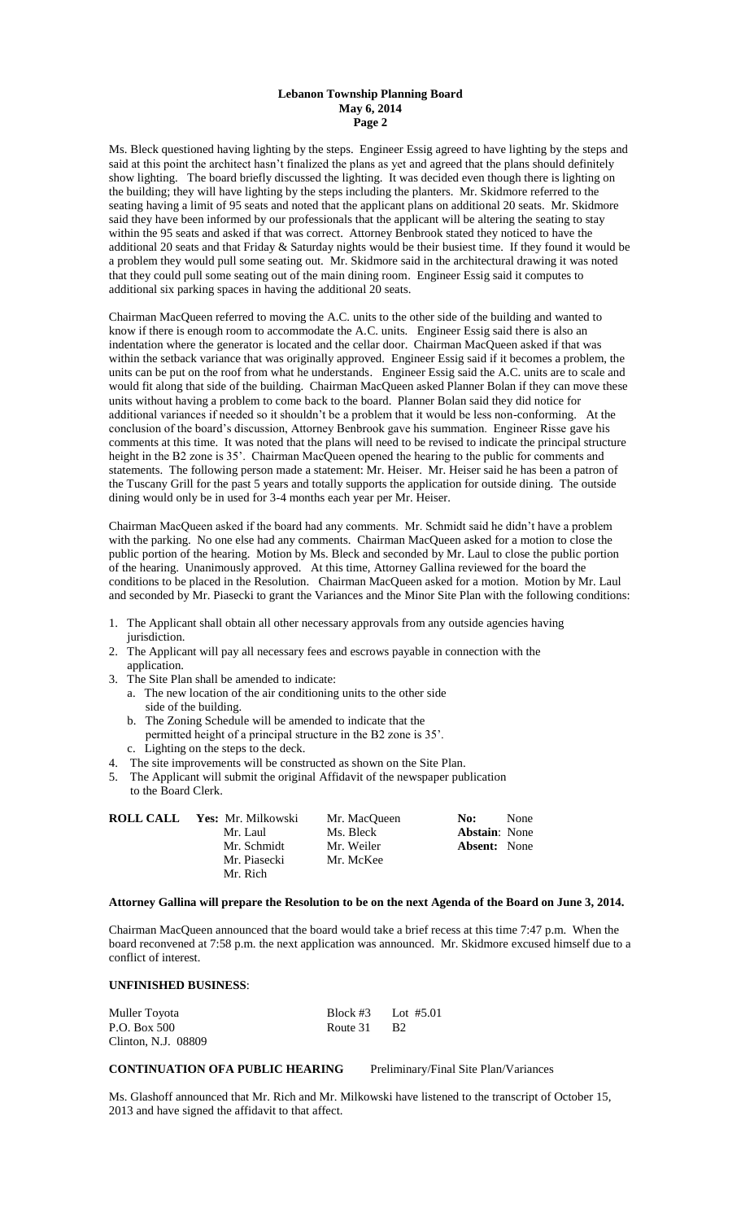Ms. Bleck questioned having lighting by the steps. Engineer Essig agreed to have lighting by the steps and said at this point the architect hasn't finalized the plans as yet and agreed that the plans should definitely show lighting. The board briefly discussed the lighting. It was decided even though there is lighting on the building; they will have lighting by the steps including the planters. Mr. Skidmore referred to the seating having a limit of 95 seats and noted that the applicant plans on additional 20 seats. Mr. Skidmore said they have been informed by our professionals that the applicant will be altering the seating to stay within the 95 seats and asked if that was correct. Attorney Benbrook stated they noticed to have the additional 20 seats and that Friday & Saturday nights would be their busiest time. If they found it would be a problem they would pull some seating out. Mr. Skidmore said in the architectural drawing it was noted that they could pull some seating out of the main dining room. Engineer Essig said it computes to additional six parking spaces in having the additional 20 seats.

Chairman MacQueen referred to moving the A.C. units to the other side of the building and wanted to know if there is enough room to accommodate the A.C. units. Engineer Essig said there is also an indentation where the generator is located and the cellar door. Chairman MacQueen asked if that was within the setback variance that was originally approved. Engineer Essig said if it becomes a problem, the units can be put on the roof from what he understands. Engineer Essig said the A.C. units are to scale and would fit along that side of the building. Chairman MacQueen asked Planner Bolan if they can move these units without having a problem to come back to the board. Planner Bolan said they did notice for additional variances if needed so it shouldn't be a problem that it would be less non-conforming. At the conclusion of the board's discussion, Attorney Benbrook gave his summation. Engineer Risse gave his comments at this time. It was noted that the plans will need to be revised to indicate the principal structure height in the B2 zone is 35'. Chairman MacQueen opened the hearing to the public for comments and statements. The following person made a statement: Mr. Heiser. Mr. Heiser said he has been a patron of the Tuscany Grill for the past 5 years and totally supports the application for outside dining. The outside dining would only be in used for 3-4 months each year per Mr. Heiser.

Chairman MacQueen asked if the board had any comments. Mr. Schmidt said he didn't have a problem with the parking. No one else had any comments. Chairman MacQueen asked for a motion to close the public portion of the hearing. Motion by Ms. Bleck and seconded by Mr. Laul to close the public portion of the hearing. Unanimously approved. At this time, Attorney Gallina reviewed for the board the conditions to be placed in the Resolution. Chairman MacQueen asked for a motion. Motion by Mr. Laul and seconded by Mr. Piasecki to grant the Variances and the Minor Site Plan with the following conditions:

1. The Applicant shall obtain all other necessary approvals from any outside agencies having jurisdiction.
2. The Applicant will pay all necessary fees and escrows payable in connection with the application.
3. The Site Plan shall be amended to indicate:
   a. The new location of the air conditioning units to the other side side of the building.
   b. The Zoning Schedule will be amended to indicate that the permitted height of a principal structure in the B2 zone is 35'.
   c. Lighting on the steps to the deck.
4. The site improvements will be constructed as shown on the Site Plan.
5. The Applicant will submit the original Affidavit of the newspaper publication to the Board Clerk.

| **ROLL CALL** | **Yes:** Mr. Milkowski | Mr. MacQueen | **No:** | None |
|---|---|---|---|---|
| | Mr. Laul | Ms. Bleck | **Abstain**: | None |
| | Mr. Schmidt | Mr. Weiler | **Absent:** | None |
| | Mr. Piasecki | Mr. McKee | | |
| | Mr. Rich | | | |

**Attorney Gallina will prepare the Resolution to be on the next Agenda of the Board on June 3, 2014.**

Chairman MacQueen announced that the board would take a brief recess at this time 7:47 p.m. When the board reconvened at 7:58 p.m. the next application was announced. Mr. Skidmore excused himself due to a conflict of interest.

**UNFINISHED BUSINESS**:

| | | |
|---|---|---|
| Muller Toyota | Block #3 | Lot #5.01 |
| P.O. Box 500 | Route 31 | B2 |
| Clinton, N.J. 08809 | | |

**CONTINUATION OFA PUBLIC HEARING** Preliminary/Final Site Plan/Variances

Ms. Glashoff announced that Mr. Rich and Mr. Milkowski have listened to the transcript of October 15, 2013 and have signed the affidavit to that affect.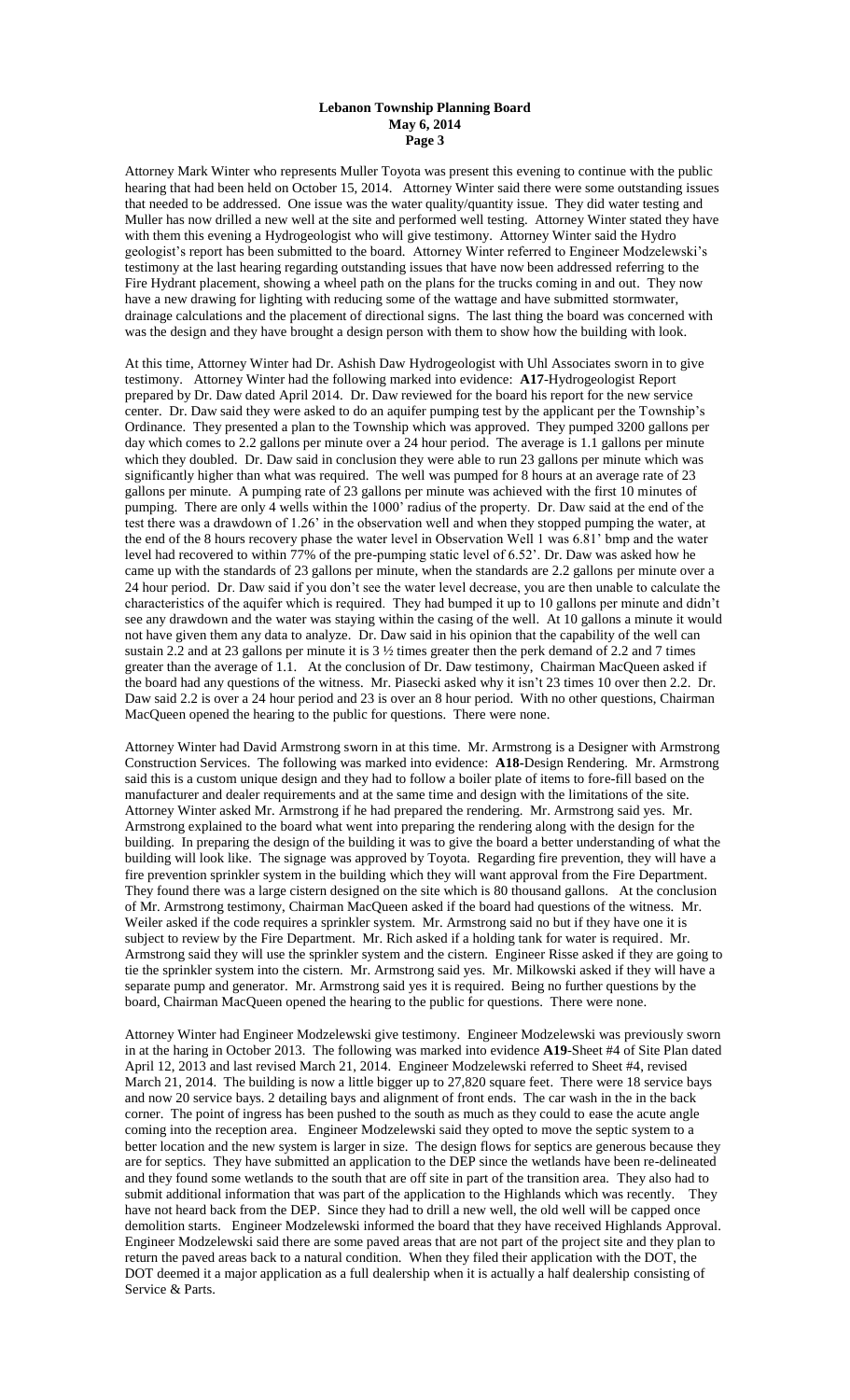Attorney Mark Winter who represents Muller Toyota was present this evening to continue with the public hearing that had been held on October 15, 2014. Attorney Winter said there were some outstanding issues that needed to be addressed. One issue was the water quality/quantity issue. They did water testing and Muller has now drilled a new well at the site and performed well testing. Attorney Winter stated they have with them this evening a Hydrogeologist who will give testimony. Attorney Winter said the Hydro geologist's report has been submitted to the board. Attorney Winter referred to Engineer Modzelewski's testimony at the last hearing regarding outstanding issues that have now been addressed referring to the Fire Hydrant placement, showing a wheel path on the plans for the trucks coming in and out. They now have a new drawing for lighting with reducing some of the wattage and have submitted stormwater, drainage calculations and the placement of directional signs. The last thing the board was concerned with was the design and they have brought a design person with them to show how the building with look.

At this time, Attorney Winter had Dr. Ashish Daw Hydrogeologist with Uhl Associates sworn in to give testimony. Attorney Winter had the following marked into evidence: **A17**-Hydrogeologist Report prepared by Dr. Daw dated April 2014. Dr. Daw reviewed for the board his report for the new service center. Dr. Daw said they were asked to do an aquifer pumping test by the applicant per the Township's Ordinance. They presented a plan to the Township which was approved. They pumped 3200 gallons per day which comes to 2.2 gallons per minute over a 24 hour period. The average is 1.1 gallons per minute which they doubled. Dr. Daw said in conclusion they were able to run 23 gallons per minute which was significantly higher than what was required. The well was pumped for 8 hours at an average rate of 23 gallons per minute. A pumping rate of 23 gallons per minute was achieved with the first 10 minutes of pumping. There are only 4 wells within the 1000' radius of the property. Dr. Daw said at the end of the test there was a drawdown of 1.26' in the observation well and when they stopped pumping the water, at the end of the 8 hours recovery phase the water level in Observation Well 1 was 6.81' bmp and the water level had recovered to within 77% of the pre-pumping static level of 6.52'. Dr. Daw was asked how he came up with the standards of 23 gallons per minute, when the standards are 2.2 gallons per minute over a 24 hour period. Dr. Daw said if you don't see the water level decrease, you are then unable to calculate the characteristics of the aquifer which is required. They had bumped it up to 10 gallons per minute and didn't see any drawdown and the water was staying within the casing of the well. At 10 gallons a minute it would not have given them any data to analyze. Dr. Daw said in his opinion that the capability of the well can sustain 2.2 and at 23 gallons per minute it is 3 ½ times greater then the perk demand of 2.2 and 7 times greater than the average of 1.1. At the conclusion of Dr. Daw testimony, Chairman MacQueen asked if the board had any questions of the witness. Mr. Piasecki asked why it isn't 23 times 10 over then 2.2. Dr. Daw said 2.2 is over a 24 hour period and 23 is over an 8 hour period. With no other questions, Chairman MacQueen opened the hearing to the public for questions. There were none.

Attorney Winter had David Armstrong sworn in at this time. Mr. Armstrong is a Designer with Armstrong Construction Services. The following was marked into evidence: **A18**-Design Rendering. Mr. Armstrong said this is a custom unique design and they had to follow a boiler plate of items to fore-fill based on the manufacturer and dealer requirements and at the same time and design with the limitations of the site. Attorney Winter asked Mr. Armstrong if he had prepared the rendering. Mr. Armstrong said yes. Mr. Armstrong explained to the board what went into preparing the rendering along with the design for the building. In preparing the design of the building it was to give the board a better understanding of what the building will look like. The signage was approved by Toyota. Regarding fire prevention, they will have a fire prevention sprinkler system in the building which they will want approval from the Fire Department. They found there was a large cistern designed on the site which is 80 thousand gallons. At the conclusion of Mr. Armstrong testimony, Chairman MacQueen asked if the board had questions of the witness. Mr. Weiler asked if the code requires a sprinkler system. Mr. Armstrong said no but if they have one it is subject to review by the Fire Department. Mr. Rich asked if a holding tank for water is required. Mr. Armstrong said they will use the sprinkler system and the cistern. Engineer Risse asked if they are going to tie the sprinkler system into the cistern. Mr. Armstrong said yes. Mr. Milkowski asked if they will have a separate pump and generator. Mr. Armstrong said yes it is required. Being no further questions by the board, Chairman MacQueen opened the hearing to the public for questions. There were none.

Attorney Winter had Engineer Modzelewski give testimony. Engineer Modzelewski was previously sworn in at the haring in October 2013. The following was marked into evidence **A19**-Sheet #4 of Site Plan dated April 12, 2013 and last revised March 21, 2014. Engineer Modzelewski referred to Sheet #4, revised March 21, 2014. The building is now a little bigger up to 27,820 square feet. There were 18 service bays and now 20 service bays. 2 detailing bays and alignment of front ends. The car wash in the in the back corner. The point of ingress has been pushed to the south as much as they could to ease the acute angle coming into the reception area. Engineer Modzelewski said they opted to move the septic system to a better location and the new system is larger in size. The design flows for septics are generous because they are for septics. They have submitted an application to the DEP since the wetlands have been re-delineated and they found some wetlands to the south that are off site in part of the transition area. They also had to submit additional information that was part of the application to the Highlands which was recently. They have not heard back from the DEP. Since they had to drill a new well, the old well will be capped once demolition starts. Engineer Modzelewski informed the board that they have received Highlands Approval. Engineer Modzelewski said there are some paved areas that are not part of the project site and they plan to return the paved areas back to a natural condition. When they filed their application with the DOT, the DOT deemed it a major application as a full dealership when it is actually a half dealership consisting of Service & Parts.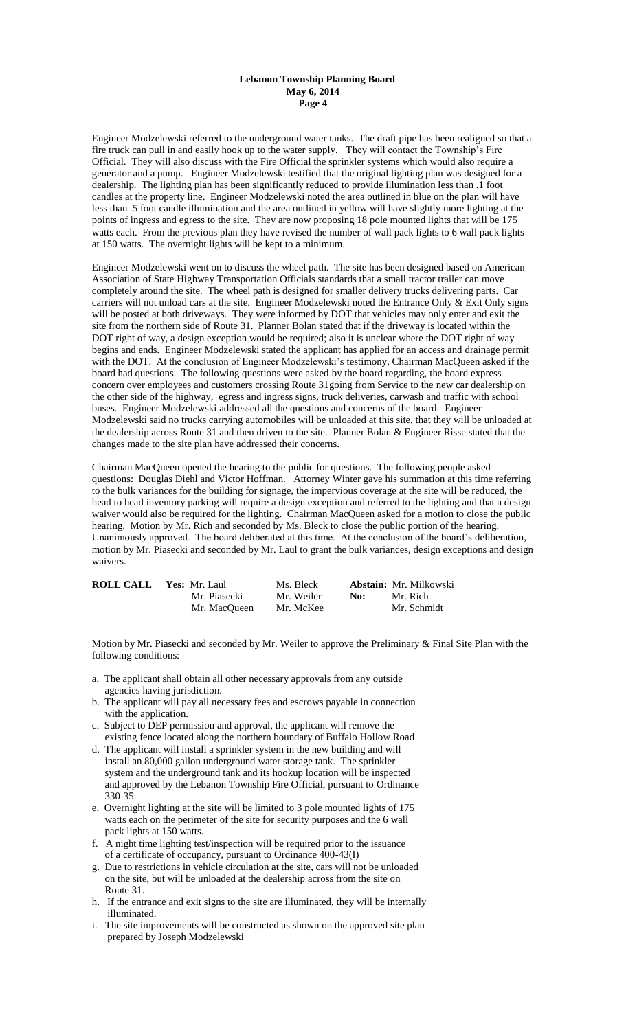Engineer Modzelewski referred to the underground water tanks. The draft pipe has been realigned so that a fire truck can pull in and easily hook up to the water supply. They will contact the Township's Fire Official. They will also discuss with the Fire Official the sprinkler systems which would also require a generator and a pump. Engineer Modzelewski testified that the original lighting plan was designed for a dealership. The lighting plan has been significantly reduced to provide illumination less than .1 foot candles at the property line. Engineer Modzelewski noted the area outlined in blue on the plan will have less than .5 foot candle illumination and the area outlined in yellow will have slightly more lighting at the points of ingress and egress to the site. They are now proposing 18 pole mounted lights that will be 175 watts each. From the previous plan they have revised the number of wall pack lights to 6 wall pack lights at 150 watts. The overnight lights will be kept to a minimum.

Engineer Modzelewski went on to discuss the wheel path. The site has been designed based on American Association of State Highway Transportation Officials standards that a small tractor trailer can move completely around the site. The wheel path is designed for smaller delivery trucks delivering parts. Car carriers will not unload cars at the site. Engineer Modzelewski noted the Entrance Only & Exit Only signs will be posted at both driveways. They were informed by DOT that vehicles may only enter and exit the site from the northern side of Route 31. Planner Bolan stated that if the driveway is located within the DOT right of way, a design exception would be required; also it is unclear where the DOT right of way begins and ends. Engineer Modzelewski stated the applicant has applied for an access and drainage permit with the DOT. At the conclusion of Engineer Modzelewski's testimony, Chairman MacQueen asked if the board had questions. The following questions were asked by the board regarding, the board express concern over employees and customers crossing Route 31going from Service to the new car dealership on the other side of the highway, egress and ingress signs, truck deliveries, carwash and traffic with school buses. Engineer Modzelewski addressed all the questions and concerns of the board. Engineer Modzelewski said no trucks carrying automobiles will be unloaded at this site, that they will be unloaded at the dealership across Route 31 and then driven to the site. Planner Bolan & Engineer Risse stated that the changes made to the site plan have addressed their concerns.

Chairman MacQueen opened the hearing to the public for questions. The following people asked questions: Douglas Diehl and Victor Hoffman. Attorney Winter gave his summation at this time referring to the bulk variances for the building for signage, the impervious coverage at the site will be reduced, the head to head inventory parking will require a design exception and referred to the lighting and that a design waiver would also be required for the lighting. Chairman MacQueen asked for a motion to close the public hearing. Motion by Mr. Rich and seconded by Ms. Bleck to close the public portion of the hearing. Unanimously approved. The board deliberated at this time. At the conclusion of the board's deliberation, motion by Mr. Piasecki and seconded by Mr. Laul to grant the bulk variances, design exceptions and design waivers.

| **ROLL CALL** | **Yes:** Mr. Laul | Ms. Bleck | **Abstain:** Mr. Milkowski |
|---|---|---|---|
| | Mr. Piasecki | Mr. Weiler | **No:** Mr. Rich |
| | Mr. MacQueen | Mr. McKee | Mr. Schmidt |

Motion by Mr. Piasecki and seconded by Mr. Weiler to approve the Preliminary & Final Site Plan with the following conditions:

a. The applicant shall obtain all other necessary approvals from any outside agencies having jurisdiction.
b. The applicant will pay all necessary fees and escrows payable in connection with the application.
c. Subject to DEP permission and approval, the applicant will remove the existing fence located along the northern boundary of Buffalo Hollow Road
d. The applicant will install a sprinkler system in the new building and will install an 80,000 gallon underground water storage tank. The sprinkler system and the underground tank and its hookup location will be inspected and approved by the Lebanon Township Fire Official, pursuant to Ordinance 330-35.
e. Overnight lighting at the site will be limited to 3 pole mounted lights of 175 watts each on the perimeter of the site for security purposes and the 6 wall pack lights at 150 watts.
f. A night time lighting test/inspection will be required prior to the issuance of a certificate of occupancy, pursuant to Ordinance 400-43(I)
g. Due to restrictions in vehicle circulation at the site, cars will not be unloaded on the site, but will be unloaded at the dealership across from the site on Route 31.
h. If the entrance and exit signs to the site are illuminated, they will be internally illuminated.
i. The site improvements will be constructed as shown on the approved site plan prepared by Joseph Modzelewski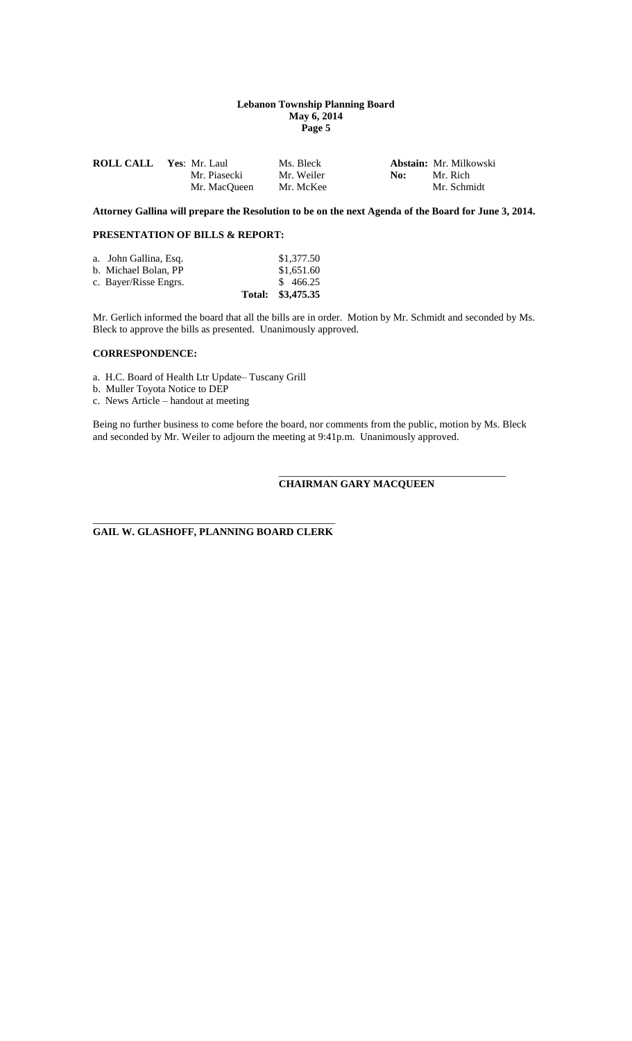| | | | | |
|---|---|---|---|---|
| **ROLL CALL** | **Yes**: Mr. Laul | Ms. Bleck | **Abstain:** | Mr. Milkowski |
| | Mr. Piasecki | Mr. Weiler | **No:** | Mr. Rich |
| | Mr. MacQueen | Mr. McKee | | Mr. Schmidt |

**Attorney Gallina will prepare the Resolution to be on the next Agenda of the Board for June 3, 2014.**

**PRESENTATION OF BILLS & REPORT:**

| | | |
|---|---|---|
| a. John Gallina, Esq. | | $1,377.50 |
| b. Michael Bolan, PP | | $1,651.60 |
| c. Bayer/Risse Engrs. | | $ 466.25 |
| | **Total:** | **$3,475.35** |

Mr. Gerlich informed the board that all the bills are in order. Motion by Mr. Schmidt and seconded by Ms. Bleck to approve the bills as presented. Unanimously approved.

**CORRESPONDENCE:**

a. H.C. Board of Health Ltr Update– Tuscany Grill
b. Muller Toyota Notice to DEP
c. News Article – handout at meeting

Being no further business to come before the board, nor comments from the public, motion by Ms. Bleck and seconded by Mr. Weiler to adjourn the meeting at 9:41p.m. Unanimously approved.

\_\_\_\_\_\_\_\_\_\_\_\_\_\_\_\_\_\_\_\_\_\_\_\_\_\_\_\_\_\_\_\_\_\_\_\_\_\_\_\_\_\_\_\_
**CHAIRMAN GARY MACQUEEN**

\_\_\_\_\_\_\_\_\_\_\_\_\_\_\_\_\_\_\_\_\_\_\_\_\_\_\_\_\_\_\_\_\_\_\_\_\_\_\_\_\_\_\_\_
**GAIL W. GLASHOFF, PLANNING BOARD CLERK**